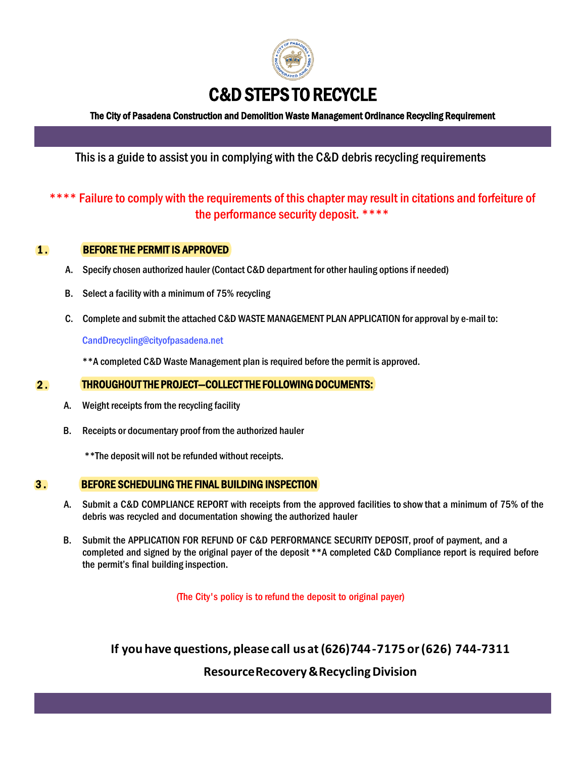# C&D STEPS TO RECYCLE

**The City of Pasadena Construction and Demolition Waste Management Ordinance Recycling Requirement**

This is a guide to assist you in complying with the C&D debris recycling requirements

**\*\*\*\* Failure to comply with the requirements of this chapter may result in citations and forfeiture of the performance security deposit. \*\*\*\***

## 1. BEFORE THE PERMIT IS APPROVED

A. Specify chosen authorized hauler (Contact C&D department for other hauling options if needed)

B. Select a facility with a minimum of 75% recycling

C. Complete and submit the attached C&D WASTE MANAGEMENT PLAN APPLICATION for approval by e-mail to:

CandDrecycling@cityofpasadena.net

\*\*A completed C&D Waste Management plan is required before the permit is approved.

## 2. THROUGHOUT THE PROJECT—COLLECT THE FOLLOWING DOCUMENTS:

A. Weight receipts from the recycling facility

B. Receipts or documentary proof from the authorized hauler

\*\*The deposit will not be refunded without receipts.

## 3. BEFORE SCHEDULING THE FINAL BUILDING INSPECTION

A. Submit a C&D COMPLIANCE REPORT with receipts from the approved facilities to show that a minimum of 75% of the debris was recycled and documentation showing the authorized hauler

B. Submit the APPLICATION FOR REFUND OF C&D PERFORMANCE SECURITY DEPOSIT, proof of payment, and a completed and signed by the original payer of the deposit \*\*A completed C&D Compliance report is required before the permit's final building inspection.

(The City's policy is to refund the deposit to original payer)

**If you have questions, please call us at (626)744-7175 or (626) 744-7311**

**Resource Recovery & Recycling Division**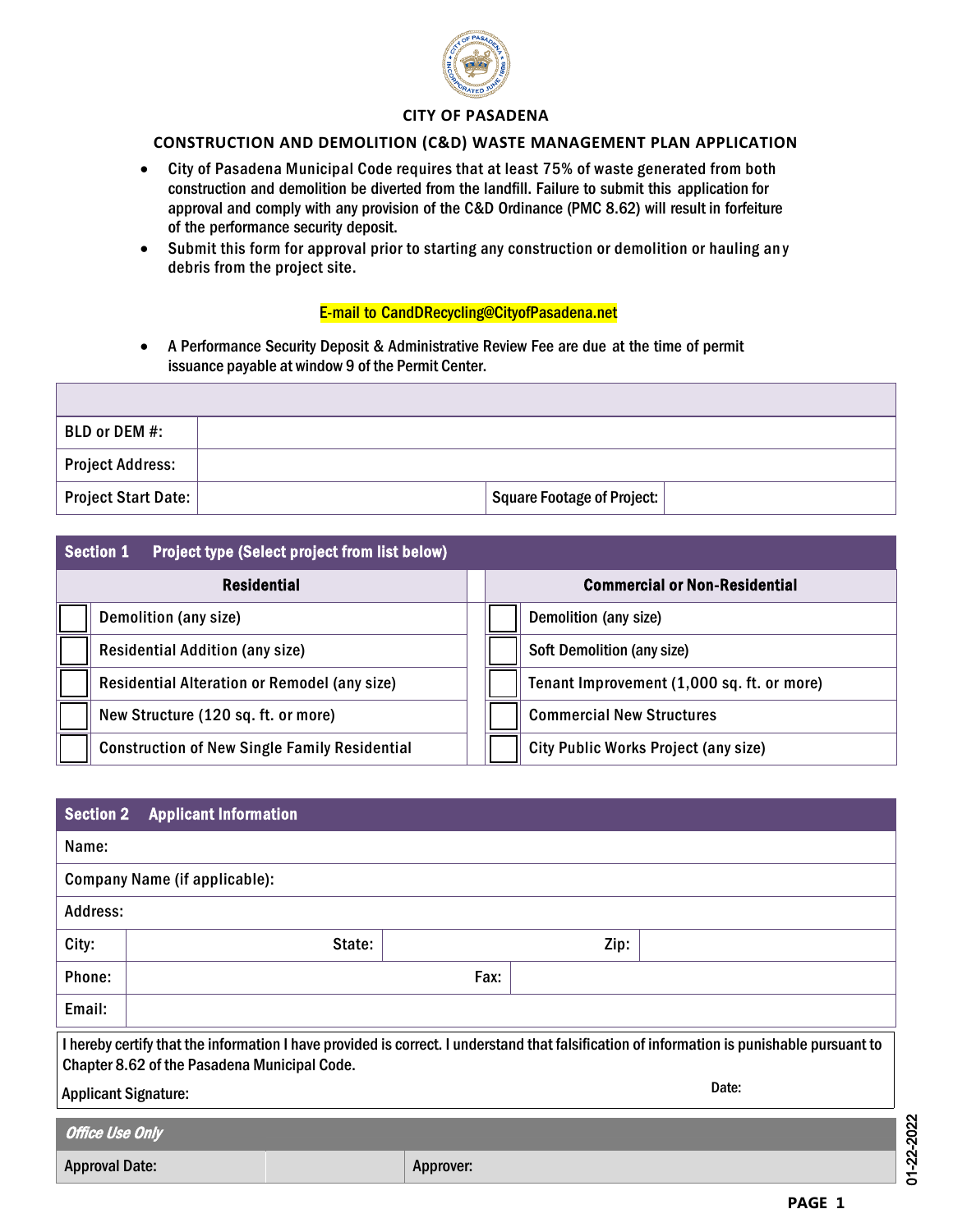**CITY OF PASADENA**

## CONSTRUCTION AND DEMOLITION (C&D) WASTE MANAGEMENT PLAN APPLICATION

- City of Pasadena Municipal Code requires that at least 75% of waste generated from both construction and demolition be diverted from the landfill. Failure to submit this application for approval and comply with any provision of the C&D Ordinance (PMC 8.62) will result in forfeiture of the performance security deposit.
- Submit this form for approval prior to starting any construction or demolition or hauling any debris from the project site.

E-mail to CandDRecycling@CityofPasadena.net

- A Performance Security Deposit & Administrative Review Fee are due at the time of permit issuance payable at window 9 of the Permit Center.

| | | | |
|---|---|---|---|
| BLD or DEM #: | | | |
| Project Address: | | | |
| Project Start Date: | | Square Footage of Project: | |

### Section 1 Project type (Select project from list below)

| | Residential | | Commercial or Non-Residential |
|---|---|---|---|
| ☐ | Demolition (any size) | ☐ | Demolition (any size) |
| ☐ | Residential Addition (any size) | ☐ | Soft Demolition (any size) |
| ☐ | Residential Alteration or Remodel (any size) | ☐ | Tenant Improvement (1,000 sq. ft. or more) |
| ☐ | New Structure (120 sq. ft. or more) | ☐ | Commercial New Structures |
| ☐ | Construction of New Single Family Residential | ☐ | City Public Works Project (any size) |

### Section 2 Applicant Information

| | | | | | |
|---|---|---|---|---|---|
| Name: | | | | | |
| Company Name (if applicable): | | | | | |
| Address: | | | | | |
| City: | | State: | | Zip: | |
| Phone: | | Fax: | | | |
| Email: | | | | | |

I hereby certify that the information I have provided is correct. I understand that falsification of information is punishable pursuant to Chapter 8.62 of the Pasadena Municipal Code.

Applicant Signature: Date:

***Office Use Only***

| Approval Date: | | Approver: |
|---|---|---|

01-22-2022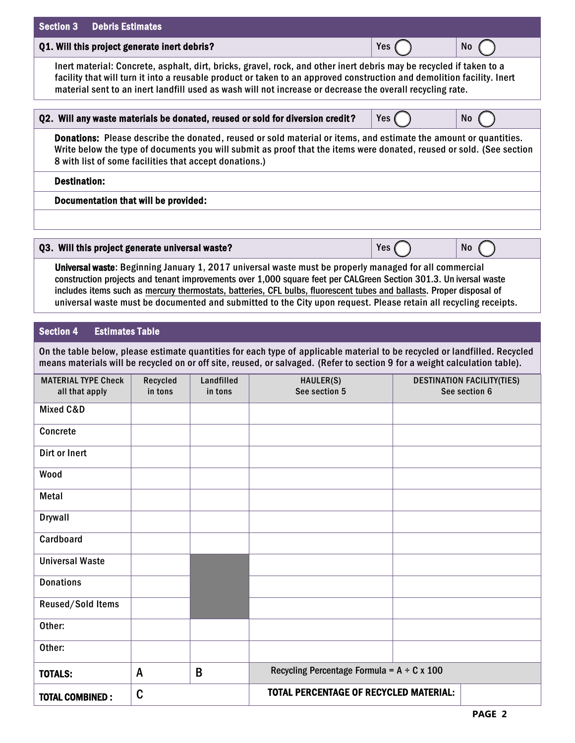## Section 3 Debris Estimates

**Q1. Will this project generate inert debris?** Yes ◯ No ◯

Inert material: Concrete, asphalt, dirt, bricks, gravel, rock, and other inert debris may be recycled if taken to a facility that will turn it into a reusable product or taken to an approved construction and demolition facility. Inert material sent to an inert landfill used as wash will not increase or decrease the overall recycling rate.

**Q2. Will any waste materials be donated, reused or sold for diversion credit?** Yes ◯ No ◯

**Donations:** Please describe the donated, reused or sold material or items, and estimate the amount or quantities. Write below the type of documents you will submit as proof that the items were donated, reused or sold. (See section 8 with list of some facilities that accept donations.)

**Destination:**

**Documentation that will be provided:**

**Q3. Will this project generate universal waste?** Yes ◯ No ◯

**Universal waste**: Beginning January 1, 2017 universal waste must be properly managed for all commercial construction projects and tenant improvements over 1,000 square feet per CALGreen Section 301.3. Universal waste includes items such as mercury thermostats, batteries, CFL bulbs, fluorescent tubes and ballasts. Proper disposal of universal waste must be documented and submitted to the City upon request. Please retain all recycling receipts.

## Section 4 Estimates Table

On the table below, please estimate quantities for each type of applicable material to be recycled or landfilled. Recycled means materials will be recycled on or off site, reused, or salvaged. (Refer to section 9 for a weight calculation table).

| MATERIAL TYPE Check all that apply | Recycled in tons | Landfilled in tons | HAULER(S) See section 5 | DESTINATION FACILITY(TIES) See section 6 |
|---|---|---|---|---|
| Mixed C&D | | | | |
| Concrete | | | | |
| Dirt or Inert | | | | |
| Wood | | | | |
| Metal | | | | |
| Drywall | | | | |
| Cardboard | | | | |
| Universal Waste | | | | |
| Donations | | | | |
| Reused/Sold Items | | | | |
| Other: | | | | |
| Other: | | | | |
| **TOTALS:** | A | B | Recycling Percentage Formula = A ÷ C x 100 | |
| **TOTAL COMBINED :** | C | | **TOTAL PERCENTAGE OF RECYCLED MATERIAL:** | |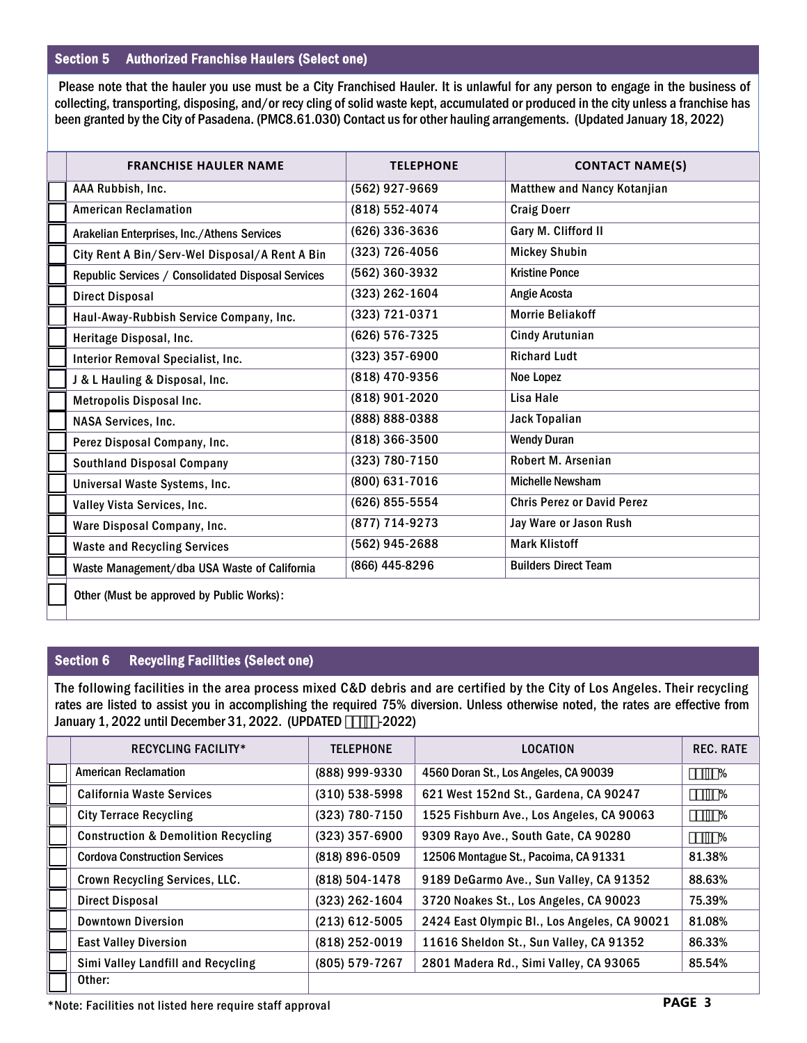## Section 5 Authorized Franchise Haulers (Select one)

Please note that the hauler you use must be a City Franchised Hauler. It is unlawful for any person to engage in the business of collecting, transporting, disposing, and/or recy cling of solid waste kept, accumulated or produced in the city unless a franchise has been granted by the City of Pasadena. (PMC8.61.030) Contact us for other hauling arrangements. (Updated January 18, 2022)

| | FRANCHISE HAULER NAME | TELEPHONE | CONTACT NAME(S) |
|---|---|---|---|
| ☐ | AAA Rubbish, Inc. | (562) 927-9669 | Matthew and Nancy Kotanjian |
| ☐ | American Reclamation | (818) 552-4074 | Craig Doerr |
| ☐ | Arakelian Enterprises, Inc./Athens Services | (626) 336-3636 | Gary M. Clifford II |
| ☐ | City Rent A Bin/Serv-Wel Disposal/A Rent A Bin | (323) 726-4056 | Mickey Shubin |
| ☐ | Republic Services / Consolidated Disposal Services | (562) 360-3932 | Kristine Ponce |
| ☐ | Direct Disposal | (323) 262-1604 | Angie Acosta |
| ☐ | Haul-Away-Rubbish Service Company, Inc. | (323) 721-0371 | Morrie Beliakoff |
| ☐ | Heritage Disposal, Inc. | (626) 576-7325 | Cindy Arutunian |
| ☐ | Interior Removal Specialist, Inc. | (323) 357-6900 | Richard Ludt |
| ☐ | J & L Hauling & Disposal, Inc. | (818) 470-9356 | Noe Lopez |
| ☐ | Metropolis Disposal Inc. | (818) 901-2020 | Lisa Hale |
| ☐ | NASA Services, Inc. | (888) 888-0388 | Jack Topalian |
| ☐ | Perez Disposal Company, Inc. | (818) 366-3500 | Wendy Duran |
| ☐ | Southland Disposal Company | (323) 780-7150 | Robert M. Arsenian |
| ☐ | Universal Waste Systems, Inc. | (800) 631-7016 | Michelle Newsham |
| ☐ | Valley Vista Services, Inc. | (626) 855-5554 | Chris Perez or David Perez |
| ☐ | Ware Disposal Company, Inc. | (877) 714-9273 | Jay Ware or Jason Rush |
| ☐ | Waste and Recycling Services | (562) 945-2688 | Mark Klistoff |
| ☐ | Waste Management/dba USA Waste of California | (866) 445-8296 | Builders Direct Team |
| ☐ | Other (Must be approved by Public Works): | | |

## Section 6 Recycling Facilities (Select one)

The following facilities in the area process mixed C&D debris and are certified by the City of Los Angeles. Their recycling rates are listed to assist you in accomplishing the required 75% diversion. Unless otherwise noted, the rates are effective from January 1, 2022 until December 31, 2022. (UPDATED ▯▯▯▯-2022)

| | RECYCLING FACILITY* | TELEPHONE | LOCATION | REC. RATE |
|---|---|---|---|---|
| ☐ | American Reclamation | (888) 999-9330 | 4560 Doran St., Los Angeles, CA 90039 | ▯▯▯▯% |
| ☐ | California Waste Services | (310) 538-5998 | 621 West 152nd St., Gardena, CA 90247 | ▯▯▯▯% |
| ☐ | City Terrace Recycling | (323) 780-7150 | 1525 Fishburn Ave., Los Angeles, CA 90063 | ▯▯▯▯% |
| ☐ | Construction & Demolition Recycling | (323) 357-6900 | 9309 Rayo Ave., South Gate, CA 90280 | ▯▯▯▯% |
| ☐ | Cordova Construction Services | (818) 896-0509 | 12506 Montague St., Pacoima, CA 91331 | 81.38% |
| ☐ | Crown Recycling Services, LLC. | (818) 504-1478 | 9189 DeGarmo Ave., Sun Valley, CA 91352 | 88.63% |
| ☐ | Direct Disposal | (323) 262-1604 | 3720 Noakes St., Los Angeles, CA 90023 | 75.39% |
| ☐ | Downtown Diversion | (213) 612-5005 | 2424 East Olympic Bl., Los Angeles, CA 90021 | 81.08% |
| ☐ | East Valley Diversion | (818) 252-0019 | 11616 Sheldon St., Sun Valley, CA 91352 | 86.33% |
| ☐ | Simi Valley Landfill and Recycling | (805) 579-7267 | 2801 Madera Rd., Simi Valley, CA 93065 | 85.54% |
| ☐ | Other: | | | |

*Note: Facilities not listed here require staff approval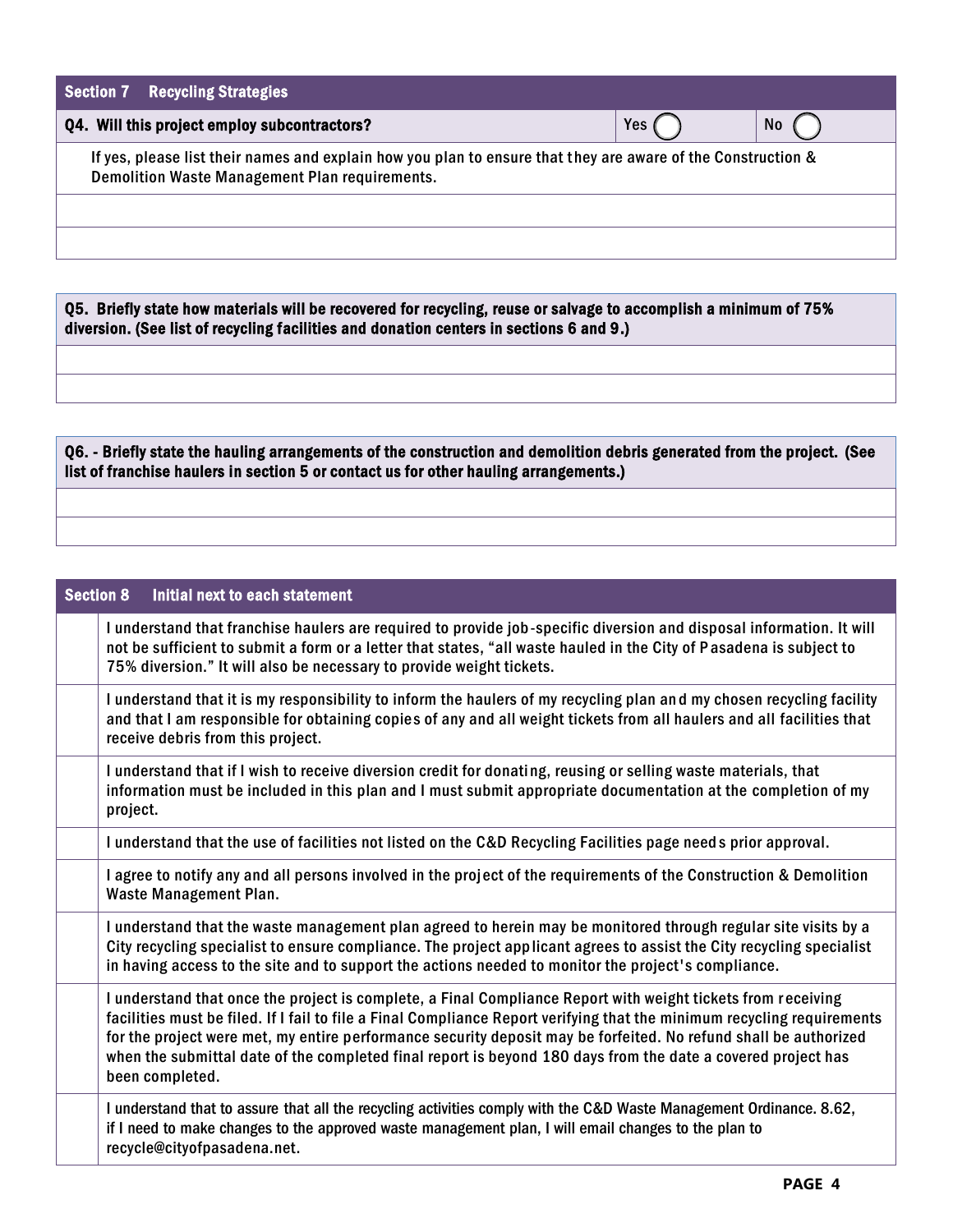## Section 7 Recycling Strategies

| Q4. Will this project employ subcontractors? | Yes ◯ | No ◯ |
|---|---|---|
| If yes, please list their names and explain how you plan to ensure that they are aware of the Construction & Demolition Waste Management Plan requirements. | | |
| | | |
| | | |

| Q5. Briefly state how materials will be recovered for recycling, reuse or salvage to accomplish a minimum of 75% diversion. (See list of recycling facilities and donation centers in sections 6 and 9.) |
|---|
| |
| |

| Q6. - Briefly state the hauling arrangements of the construction and demolition debris generated from the project. (See list of franchise haulers in section 5 or contact us for other hauling arrangements.) |
|---|
| |
| |

## Section 8 Initial next to each statement

| | |
|---|---|
| | I understand that franchise haulers are required to provide job-specific diversion and disposal information. It will not be sufficient to submit a form or a letter that states, "all waste hauled in the City of Pasadena is subject to 75% diversion." It will also be necessary to provide weight tickets. |
| | I understand that it is my responsibility to inform the haulers of my recycling plan and my chosen recycling facility and that I am responsible for obtaining copies of any and all weight tickets from all haulers and all facilities that receive debris from this project. |
| | I understand that if I wish to receive diversion credit for donating, reusing or selling waste materials, that information must be included in this plan and I must submit appropriate documentation at the completion of my project. |
| | I understand that the use of facilities not listed on the C&D Recycling Facilities page needs prior approval. |
| | I agree to notify any and all persons involved in the project of the requirements of the Construction & Demolition Waste Management Plan. |
| | I understand that the waste management plan agreed to herein may be monitored through regular site visits by a City recycling specialist to ensure compliance. The project applicant agrees to assist the City recycling specialist in having access to the site and to support the actions needed to monitor the project's compliance. |
| | I understand that once the project is complete, a Final Compliance Report with weight tickets from receiving facilities must be filed. If I fail to file a Final Compliance Report verifying that the minimum recycling requirements for the project were met, my entire performance security deposit may be forfeited. No refund shall be authorized when the submittal date of the completed final report is beyond 180 days from the date a covered project has been completed. |
| | I understand that to assure that all the recycling activities comply with the C&D Waste Management Ordinance. 8.62, if I need to make changes to the approved waste management plan, I will email changes to the plan to recycle@cityofpasadena.net. |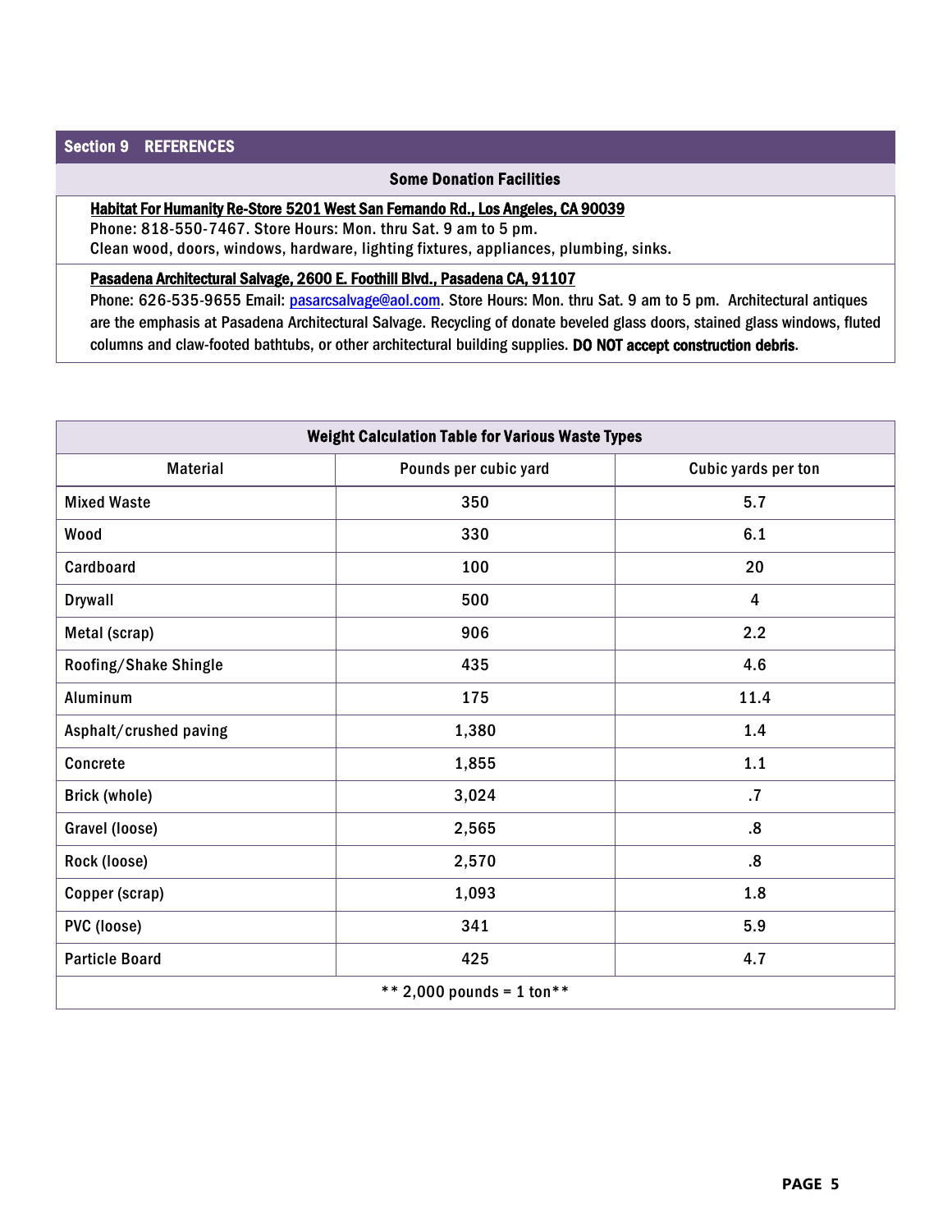## Section 9 REFERENCES

### Some Donation Facilities

**Habitat For Humanity Re-Store 5201 West San Fernando Rd., Los Angeles, CA 90039**
Phone: 818-550-7467. Store Hours: Mon. thru Sat. 9 am to 5 pm.
Clean wood, doors, windows, hardware, lighting fixtures, appliances, plumbing, sinks.

**Pasadena Architectural Salvage, 2600 E. Foothill Blvd., Pasadena CA, 91107**
Phone: 626-535-9655 Email: pasarcsalvage@aol.com. Store Hours: Mon. thru Sat. 9 am to 5 pm. Architectural antiques are the emphasis at Pasadena Architectural Salvage. Recycling of donate beveled glass doors, stained glass windows, fluted columns and claw-footed bathtubs, or other architectural building supplies. **DO NOT accept construction debris**.

**Weight Calculation Table for Various Waste Types**

| Material | Pounds per cubic yard | Cubic yards per ton |
|---|---|---|
| Mixed Waste | 350 | 5.7 |
| Wood | 330 | 6.1 |
| Cardboard | 100 | 20 |
| Drywall | 500 | 4 |
| Metal (scrap) | 906 | 2.2 |
| Roofing/Shake Shingle | 435 | 4.6 |
| Aluminum | 175 | 11.4 |
| Asphalt/crushed paving | 1,380 | 1.4 |
| Concrete | 1,855 | 1.1 |
| Brick (whole) | 3,024 | .7 |
| Gravel (loose) | 2,565 | .8 |
| Rock (loose) | 2,570 | .8 |
| Copper (scrap) | 1,093 | 1.8 |
| PVC (loose) | 341 | 5.9 |
| Particle Board | 425 | 4.7 |

** 2,000 pounds = 1 ton**